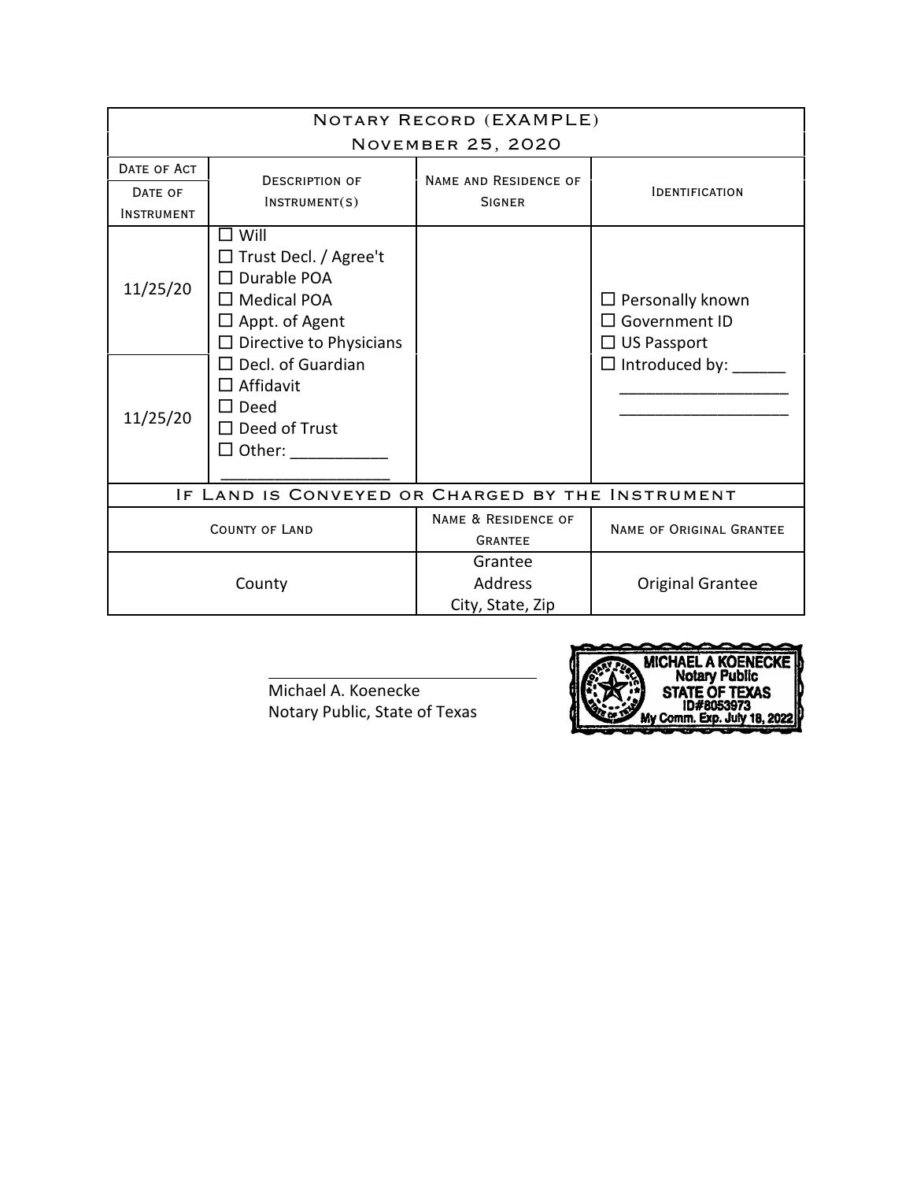| Notary Record (EXAMPLE) November 25, 2020 | | | |
|---|---|---|---|
| Date of Act / Date of Instrument | Description of Instrument(s) | Name and Residence of Signer | Identification |
| 11/25/20 / 11/25/20 | ☐ Will<br>☐ Trust Decl. / Agree't<br>☐ Durable POA<br>☐ Medical POA<br>☐ Appt. of Agent<br>☐ Directive to Physicians<br>☐ Decl. of Guardian<br>☐ Affidavit<br>☐ Deed<br>☐ Deed of Trust<br>☐ Other: ___________<br>___________________ | | ☐ Personally known<br>☐ Government ID<br>☐ US Passport<br>☐ Introduced by: ______<br>___________________<br>___________________ |

| If Land is Conveyed or Charged by the Instrument | | |
|---|---|---|
| County of Land | Name & Residence of Grantee | Name of Original Grantee |
| County | Grantee<br>Address<br>City, State, Zip | Original Grantee |

_______________________________

Michael A. Koenecke
Notary Public, State of Texas

MICHAEL A KOENECKE
Notary Public
STATE OF TEXAS
ID#8053973
My Comm. Exp. July 18, 2022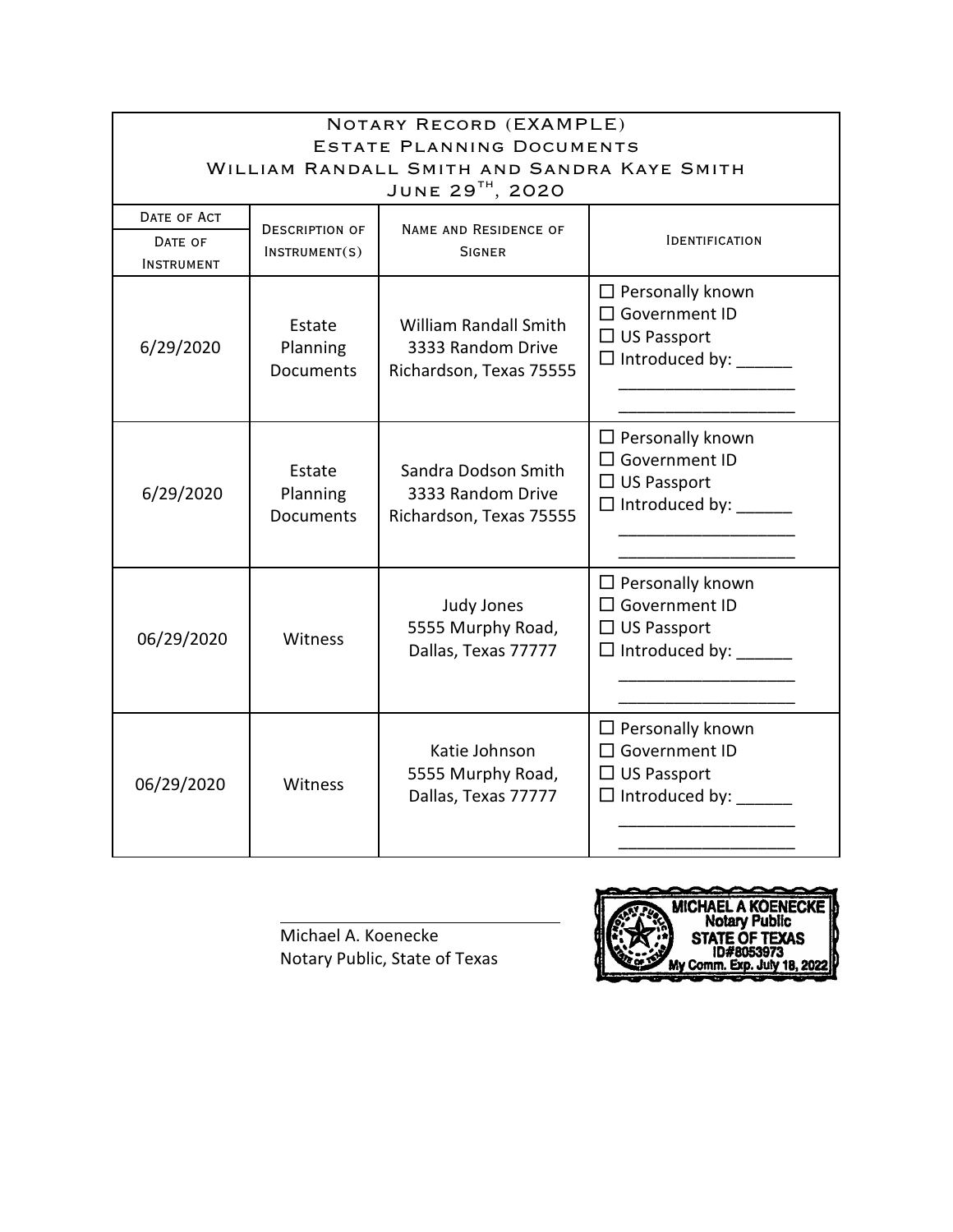| Notary Record (EXAMPLE)<br>Estate Planning Documents<br>William Randall Smith and Sandra Kaye Smith<br>June 29th, 2020 | | | |
|---|---|---|---|
| Date of Act<br>Date of Instrument | Description of Instrument(s) | Name and Residence of Signer | Identification |
| 6/29/2020 | Estate Planning Documents | William Randall Smith<br>3333 Random Drive<br>Richardson, Texas 75555 | ☐ Personally known<br>☐ Government ID<br>☐ US Passport<br>☐ Introduced by: ______<br>__________________<br>__________________ |
| 6/29/2020 | Estate Planning Documents | Sandra Dodson Smith<br>3333 Random Drive<br>Richardson, Texas 75555 | ☐ Personally known<br>☐ Government ID<br>☐ US Passport<br>☐ Introduced by: ______<br>__________________<br>__________________ |
| 06/29/2020 | Witness | Judy Jones<br>5555 Murphy Road,<br>Dallas, Texas 77777 | ☐ Personally known<br>☐ Government ID<br>☐ US Passport<br>☐ Introduced by: ______<br>__________________<br>__________________ |
| 06/29/2020 | Witness | Katie Johnson<br>5555 Murphy Road,<br>Dallas, Texas 77777 | ☐ Personally known<br>☐ Government ID<br>☐ US Passport<br>☐ Introduced by: ______<br>__________________<br>__________________ |

_______________________________

Michael A. Koenecke
Notary Public, State of Texas

MICHAEL A KOENECKE
Notary Public
STATE OF TEXAS
ID#8053973
My Comm. Exp. July 18, 2022